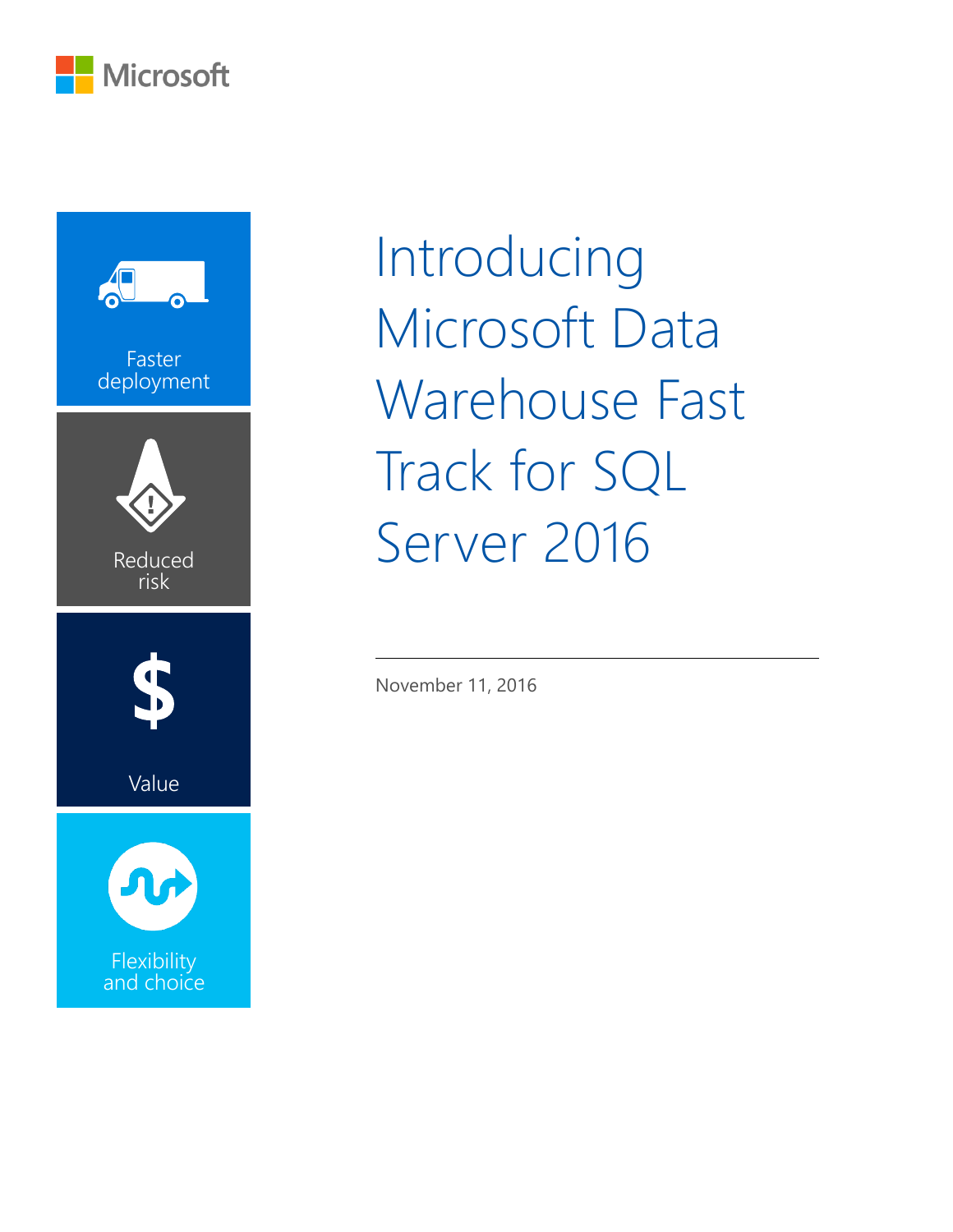Microsoft

Faster deployment

Reduced risk

Value

Flexibility and choice

# Introducing Microsoft Data Warehouse Fast Track for SQL Server 2016

November 11, 2016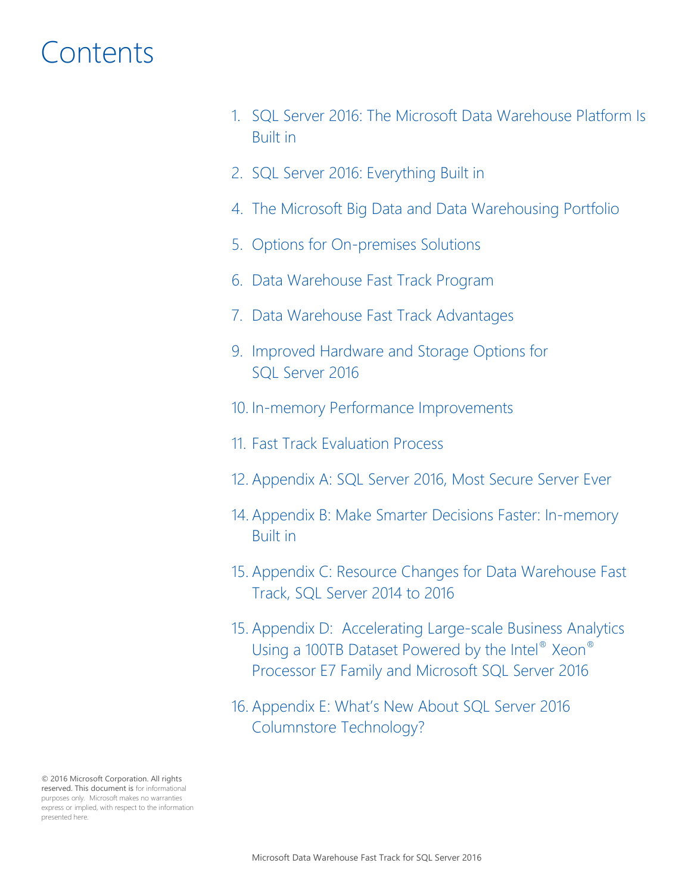# Contents

1. SQL Server 2016: The Microsoft Data Warehouse Platform Is Built in

2. SQL Server 2016: Everything Built in

4. The Microsoft Big Data and Data Warehousing Portfolio

5. Options for On-premises Solutions

6. Data Warehouse Fast Track Program

7. Data Warehouse Fast Track Advantages

9. Improved Hardware and Storage Options for SQL Server 2016

10. In-memory Performance Improvements

11. Fast Track Evaluation Process

12. Appendix A: SQL Server 2016, Most Secure Server Ever

14. Appendix B: Make Smarter Decisions Faster: In-memory Built in

15. Appendix C: Resource Changes for Data Warehouse Fast Track, SQL Server 2014 to 2016

15. Appendix D: Accelerating Large-scale Business Analytics Using a 100TB Dataset Powered by the Intel® Xeon® Processor E7 Family and Microsoft SQL Server 2016

16. Appendix E: What's New About SQL Server 2016 Columnstore Technology?

© 2016 Microsoft Corporation. All rights reserved. This document is for informational purposes only. Microsoft makes no warranties express or implied, with respect to the information presented here.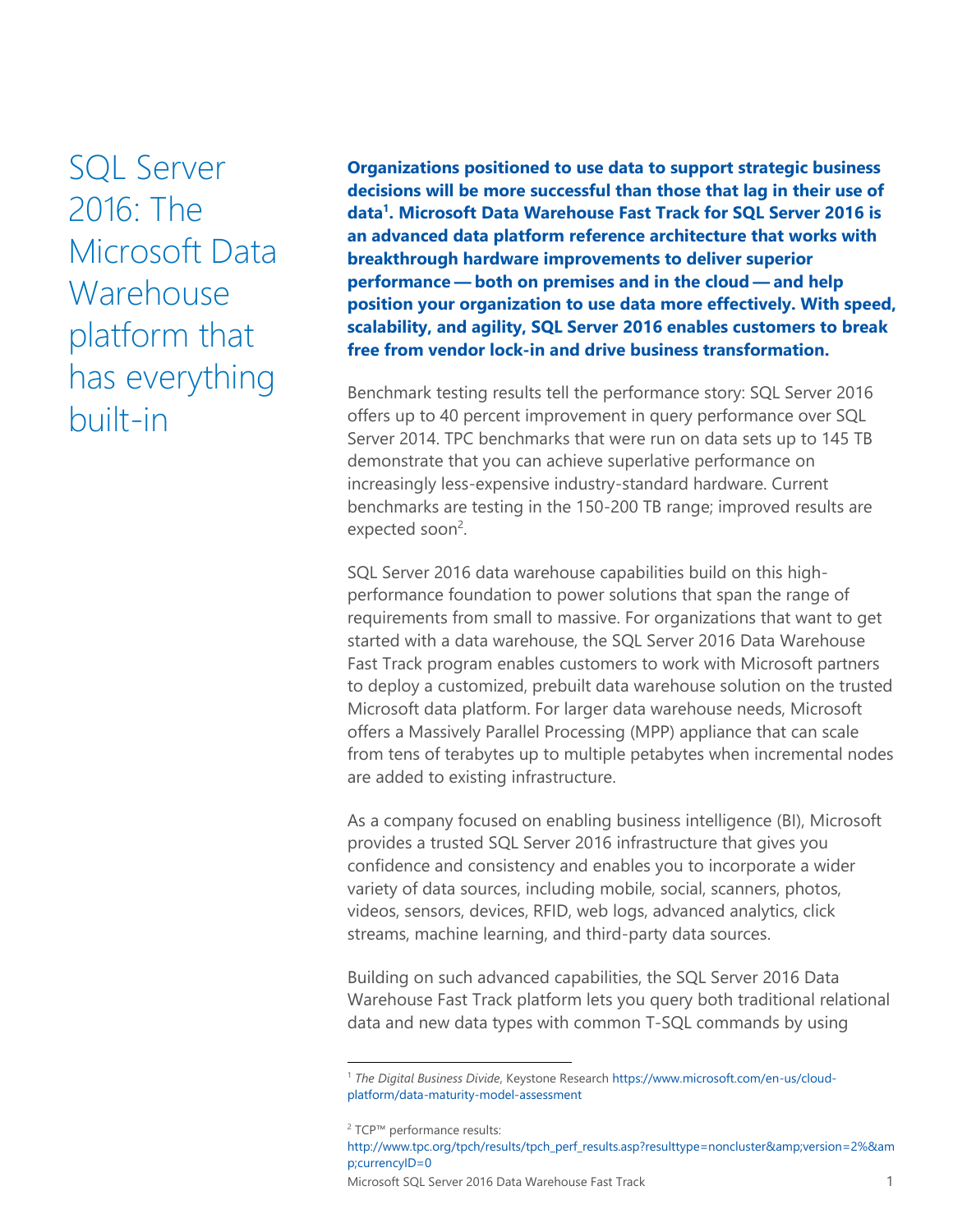# SQL Server 2016: The Microsoft Data Warehouse platform that has everything built-in

**Organizations positioned to use data to support strategic business decisions will be more successful than those that lag in their use of data[1]. Microsoft Data Warehouse Fast Track for SQL Server 2016 is an advanced data platform reference architecture that works with breakthrough hardware improvements to deliver superior performance — both on premises and in the cloud — and help position your organization to use data more effectively. With speed, scalability, and agility, SQL Server 2016 enables customers to break free from vendor lock-in and drive business transformation.**

Benchmark testing results tell the performance story: SQL Server 2016 offers up to 40 percent improvement in query performance over SQL Server 2014. TPC benchmarks that were run on data sets up to 145 TB demonstrate that you can achieve superlative performance on increasingly less-expensive industry-standard hardware. Current benchmarks are testing in the 150-200 TB range; improved results are expected soon[2].

SQL Server 2016 data warehouse capabilities build on this high-performance foundation to power solutions that span the range of requirements from small to massive. For organizations that want to get started with a data warehouse, the SQL Server 2016 Data Warehouse Fast Track program enables customers to work with Microsoft partners to deploy a customized, prebuilt data warehouse solution on the trusted Microsoft data platform. For larger data warehouse needs, Microsoft offers a Massively Parallel Processing (MPP) appliance that can scale from tens of terabytes up to multiple petabytes when incremental nodes are added to existing infrastructure.

As a company focused on enabling business intelligence (BI), Microsoft provides a trusted SQL Server 2016 infrastructure that gives you confidence and consistency and enables you to incorporate a wider variety of data sources, including mobile, social, scanners, photos, videos, sensors, devices, RFID, web logs, advanced analytics, click streams, machine learning, and third-party data sources.

Building on such advanced capabilities, the SQL Server 2016 Data Warehouse Fast Track platform lets you query both traditional relational data and new data types with common T-SQL commands by using

---

[1] *The Digital Business Divide*, Keystone Research https://www.microsoft.com/en-us/cloud-platform/data-maturity-model-assessment

[2] TCP™ performance results: http://www.tpc.org/tpch/results/tpch_perf_results.asp?resulttype=noncluster&amp;version=2%&amp;currencyID=0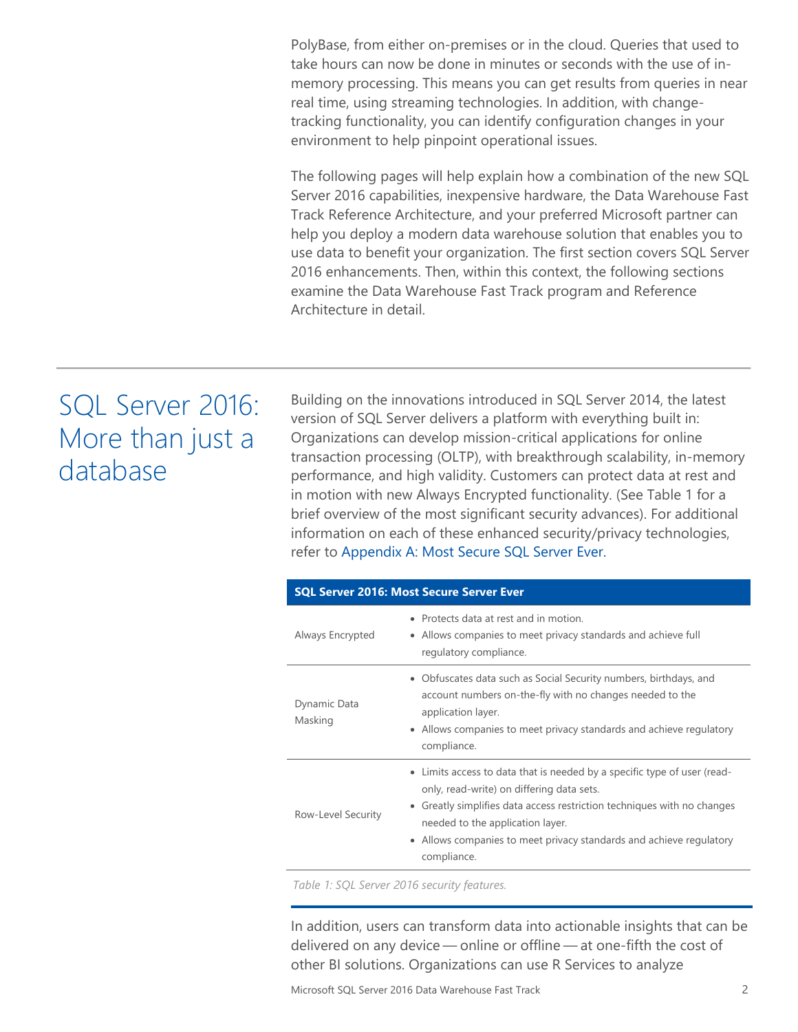PolyBase, from either on-premises or in the cloud. Queries that used to take hours can now be done in minutes or seconds with the use of in-memory processing. This means you can get results from queries in near real time, using streaming technologies. In addition, with change-tracking functionality, you can identify configuration changes in your environment to help pinpoint operational issues.

The following pages will help explain how a combination of the new SQL Server 2016 capabilities, inexpensive hardware, the Data Warehouse Fast Track Reference Architecture, and your preferred Microsoft partner can help you deploy a modern data warehouse solution that enables you to use data to benefit your organization. The first section covers SQL Server 2016 enhancements. Then, within this context, the following sections examine the Data Warehouse Fast Track program and Reference Architecture in detail.

## SQL Server 2016: More than just a database

Building on the innovations introduced in SQL Server 2014, the latest version of SQL Server delivers a platform with everything built in: Organizations can develop mission-critical applications for online transaction processing (OLTP), with breakthrough scalability, in-memory performance, and high validity. Customers can protect data at rest and in motion with new Always Encrypted functionality. (See Table 1 for a brief overview of the most significant security advances). For additional information on each of these enhanced security/privacy technologies, refer to Appendix A: Most Secure SQL Server Ever.

| SQL Server 2016: Most Secure Server Ever | |
|---|---|
| Always Encrypted | • Protects data at rest and in motion.<br>• Allows companies to meet privacy standards and achieve full regulatory compliance. |
| Dynamic Data Masking | • Obfuscates data such as Social Security numbers, birthdays, and account numbers on-the-fly with no changes needed to the application layer.<br>• Allows companies to meet privacy standards and achieve regulatory compliance. |
| Row-Level Security | • Limits access to data that is needed by a specific type of user (read-only, read-write) on differing data sets.<br>• Greatly simplifies data access restriction techniques with no changes needed to the application layer.<br>• Allows companies to meet privacy standards and achieve regulatory compliance. |

*Table 1: SQL Server 2016 security features.*

In addition, users can transform data into actionable insights that can be delivered on any device — online or offline — at one-fifth the cost of other BI solutions. Organizations can use R Services to analyze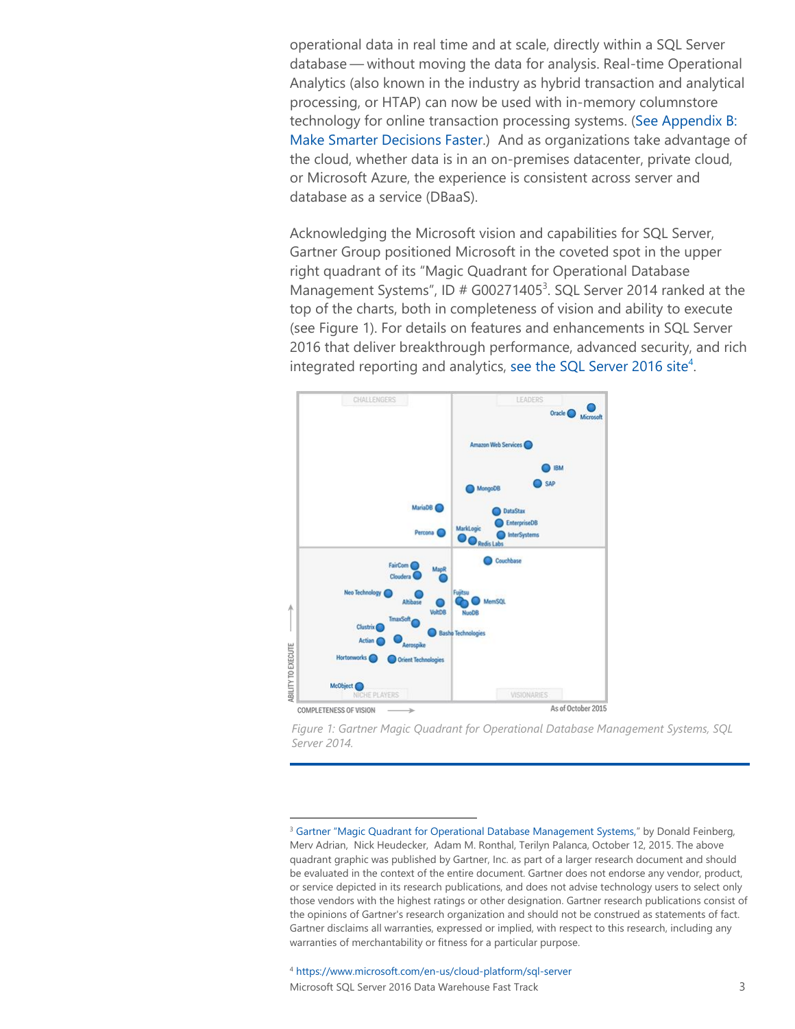operational data in real time and at scale, directly within a SQL Server database — without moving the data for analysis. Real-time Operational Analytics (also known in the industry as hybrid transaction and analytical processing, or HTAP) can now be used with in-memory columnstore technology for online transaction processing systems. (See Appendix B: Make Smarter Decisions Faster.) And as organizations take advantage of the cloud, whether data is in an on-premises datacenter, private cloud, or Microsoft Azure, the experience is consistent across server and database as a service (DBaaS).

Acknowledging the Microsoft vision and capabilities for SQL Server, Gartner Group positioned Microsoft in the coveted spot in the upper right quadrant of its "Magic Quadrant for Operational Database Management Systems", ID # G00271405[3]. SQL Server 2014 ranked at the top of the charts, both in completeness of vision and ability to execute (see Figure 1). For details on features and enhancements in SQL Server 2016 that deliver breakthrough performance, advanced security, and rich integrated reporting and analytics, see the SQL Server 2016 site[4].

*Figure 1: Gartner Magic Quadrant for Operational Database Management Systems, SQL Server 2014.*

---

[3] Gartner "Magic Quadrant for Operational Database Management Systems," by Donald Feinberg, Merv Adrian, Nick Heudecker, Adam M. Ronthal, Terilyn Palanca, October 12, 2015. The above quadrant graphic was published by Gartner, Inc. as part of a larger research document and should be evaluated in the context of the entire document. Gartner does not endorse any vendor, product, or service depicted in its research publications, and does not advise technology users to select only those vendors with the highest ratings or other designation. Gartner research publications consist of the opinions of Gartner's research organization and should not be construed as statements of fact. Gartner disclaims all warranties, expressed or implied, with respect to this research, including any warranties of merchantability or fitness for a particular purpose.

[4] https://www.microsoft.com/en-us/cloud-platform/sql-server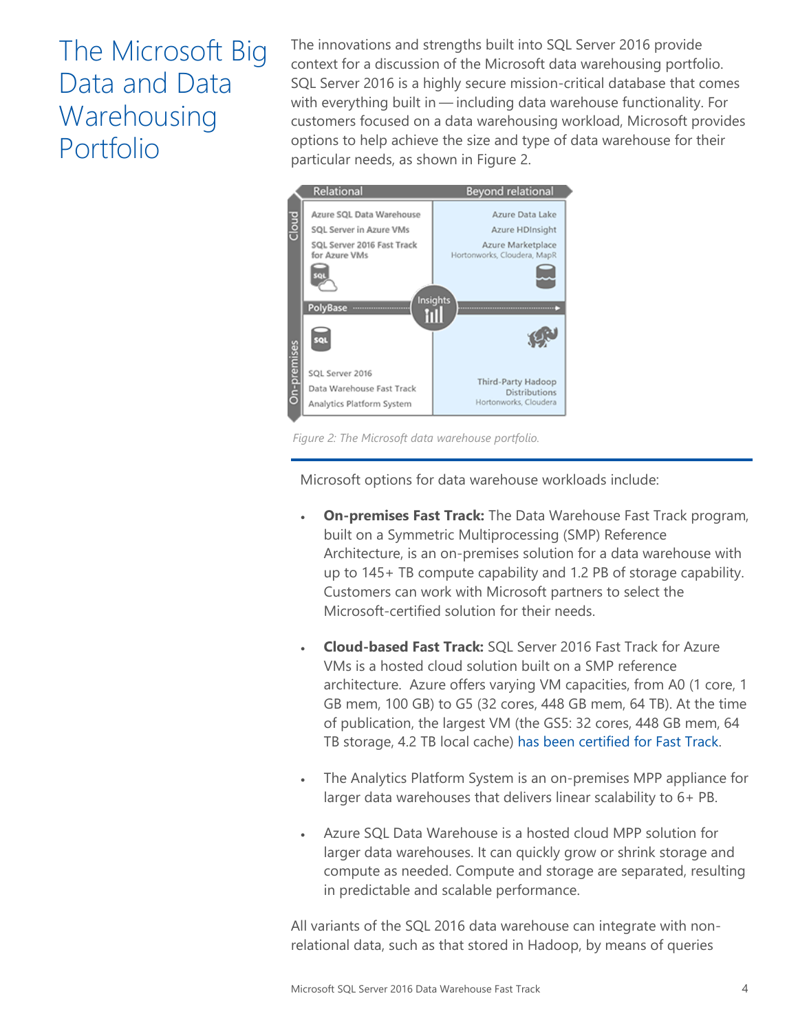# The Microsoft Big Data and Data Warehousing Portfolio

The innovations and strengths built into SQL Server 2016 provide context for a discussion of the Microsoft data warehousing portfolio. SQL Server 2016 is a highly secure mission-critical database that comes with everything built in — including data warehouse functionality. For customers focused on a data warehousing workload, Microsoft provides options to help achieve the size and type of data warehouse for their particular needs, as shown in Figure 2.

*Figure 2: The Microsoft data warehouse portfolio.*

Microsoft options for data warehouse workloads include:

- **On-premises Fast Track:** The Data Warehouse Fast Track program, built on a Symmetric Multiprocessing (SMP) Reference Architecture, is an on-premises solution for a data warehouse with up to 145+ TB compute capability and 1.2 PB of storage capability. Customers can work with Microsoft partners to select the Microsoft-certified solution for their needs.

- **Cloud-based Fast Track:** SQL Server 2016 Fast Track for Azure VMs is a hosted cloud solution built on a SMP reference architecture. Azure offers varying VM capacities, from A0 (1 core, 1 GB mem, 100 GB) to G5 (32 cores, 448 GB mem, 64 TB). At the time of publication, the largest VM (the GS5: 32 cores, 448 GB mem, 64 TB storage, 4.2 TB local cache) has been certified for Fast Track.

- The Analytics Platform System is an on-premises MPP appliance for larger data warehouses that delivers linear scalability to 6+ PB.

- Azure SQL Data Warehouse is a hosted cloud MPP solution for larger data warehouses. It can quickly grow or shrink storage and compute as needed. Compute and storage are separated, resulting in predictable and scalable performance.

All variants of the SQL 2016 data warehouse can integrate with non-relational data, such as that stored in Hadoop, by means of queries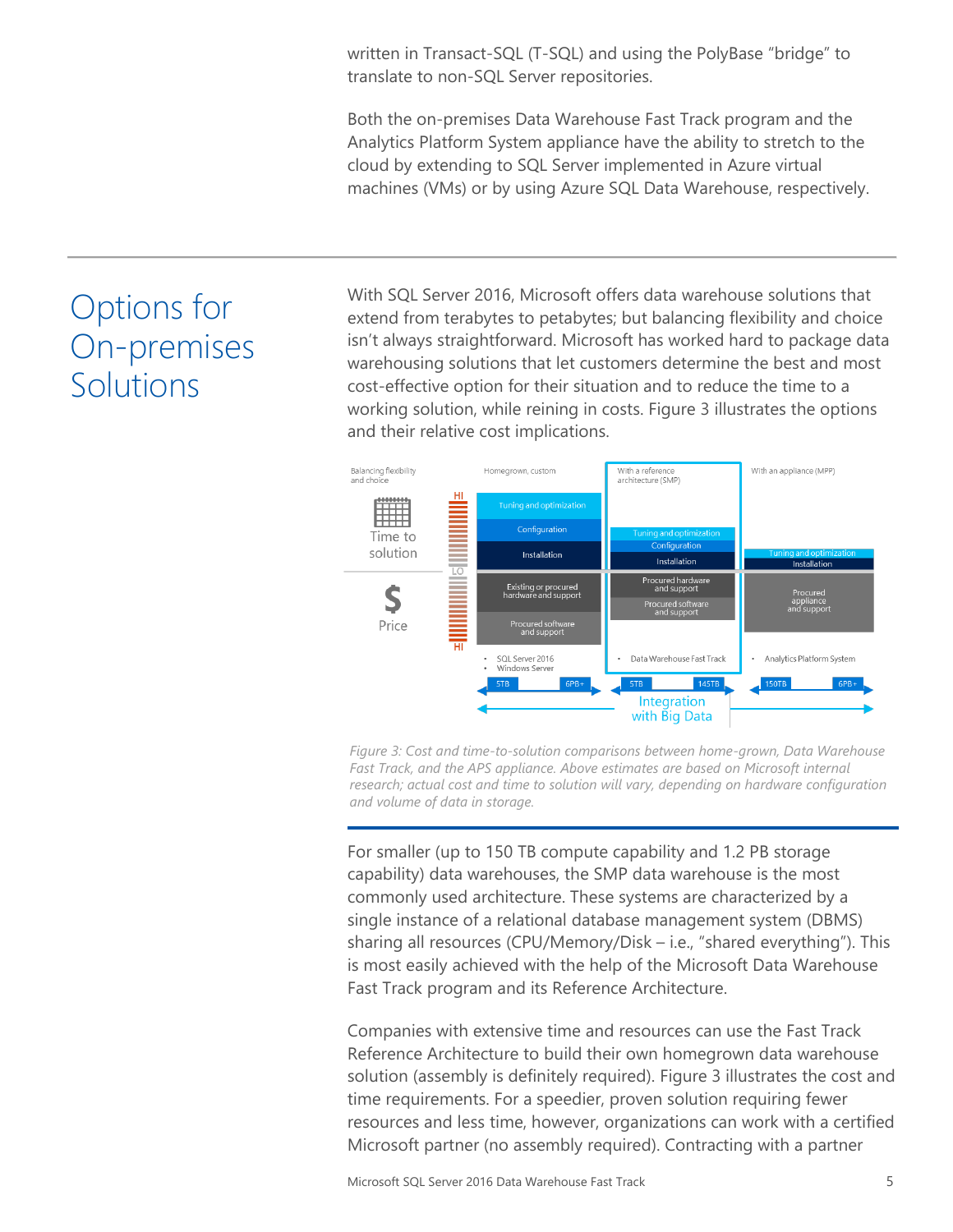written in Transact-SQL (T-SQL) and using the PolyBase "bridge" to translate to non-SQL Server repositories.

Both the on-premises Data Warehouse Fast Track program and the Analytics Platform System appliance have the ability to stretch to the cloud by extending to SQL Server implemented in Azure virtual machines (VMs) or by using Azure SQL Data Warehouse, respectively.

## Options for On-premises Solutions

With SQL Server 2016, Microsoft offers data warehouse solutions that extend from terabytes to petabytes; but balancing flexibility and choice isn't always straightforward. Microsoft has worked hard to package data warehousing solutions that let customers determine the best and most cost-effective option for their situation and to reduce the time to a working solution, while reining in costs. Figure 3 illustrates the options and their relative cost implications.

*Figure 3: Cost and time-to-solution comparisons between home-grown, Data Warehouse Fast Track, and the APS appliance. Above estimates are based on Microsoft internal research; actual cost and time to solution will vary, depending on hardware configuration and volume of data in storage.*

For smaller (up to 150 TB compute capability and 1.2 PB storage capability) data warehouses, the SMP data warehouse is the most commonly used architecture. These systems are characterized by a single instance of a relational database management system (DBMS) sharing all resources (CPU/Memory/Disk – i.e., "shared everything"). This is most easily achieved with the help of the Microsoft Data Warehouse Fast Track program and its Reference Architecture.

Companies with extensive time and resources can use the Fast Track Reference Architecture to build their own homegrown data warehouse solution (assembly is definitely required). Figure 3 illustrates the cost and time requirements. For a speedier, proven solution requiring fewer resources and less time, however, organizations can work with a certified Microsoft partner (no assembly required). Contracting with a partner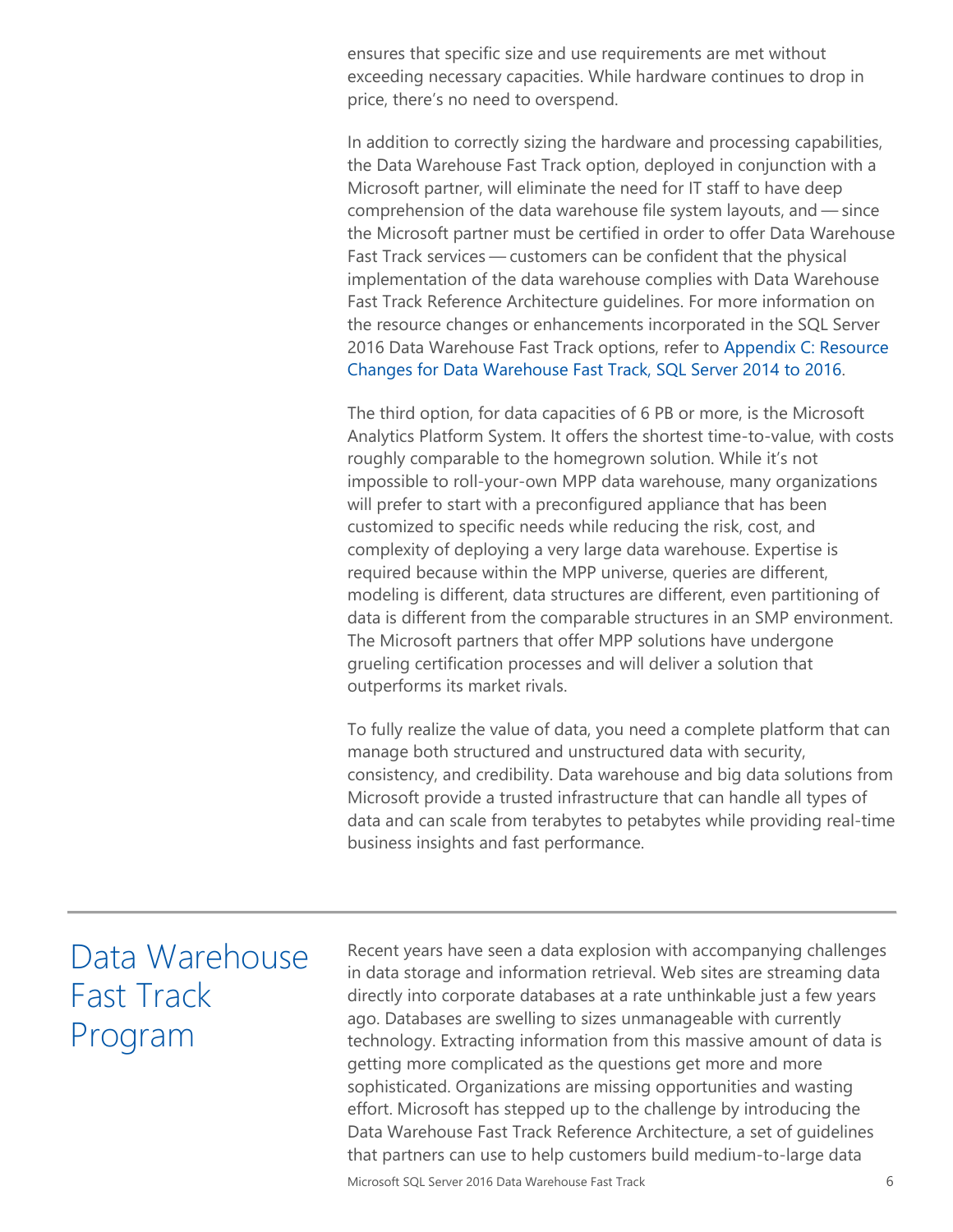ensures that specific size and use requirements are met without exceeding necessary capacities. While hardware continues to drop in price, there's no need to overspend.

In addition to correctly sizing the hardware and processing capabilities, the Data Warehouse Fast Track option, deployed in conjunction with a Microsoft partner, will eliminate the need for IT staff to have deep comprehension of the data warehouse file system layouts, and — since the Microsoft partner must be certified in order to offer Data Warehouse Fast Track services — customers can be confident that the physical implementation of the data warehouse complies with Data Warehouse Fast Track Reference Architecture guidelines. For more information on the resource changes or enhancements incorporated in the SQL Server 2016 Data Warehouse Fast Track options, refer to Appendix C: Resource Changes for Data Warehouse Fast Track, SQL Server 2014 to 2016.

The third option, for data capacities of 6 PB or more, is the Microsoft Analytics Platform System. It offers the shortest time-to-value, with costs roughly comparable to the homegrown solution. While it's not impossible to roll-your-own MPP data warehouse, many organizations will prefer to start with a preconfigured appliance that has been customized to specific needs while reducing the risk, cost, and complexity of deploying a very large data warehouse. Expertise is required because within the MPP universe, queries are different, modeling is different, data structures are different, even partitioning of data is different from the comparable structures in an SMP environment. The Microsoft partners that offer MPP solutions have undergone grueling certification processes and will deliver a solution that outperforms its market rivals.

To fully realize the value of data, you need a complete platform that can manage both structured and unstructured data with security, consistency, and credibility. Data warehouse and big data solutions from Microsoft provide a trusted infrastructure that can handle all types of data and can scale from terabytes to petabytes while providing real-time business insights and fast performance.

## Data Warehouse Fast Track Program

Recent years have seen a data explosion with accompanying challenges in data storage and information retrieval. Web sites are streaming data directly into corporate databases at a rate unthinkable just a few years ago. Databases are swelling to sizes unmanageable with currently technology. Extracting information from this massive amount of data is getting more complicated as the questions get more and more sophisticated. Organizations are missing opportunities and wasting effort. Microsoft has stepped up to the challenge by introducing the Data Warehouse Fast Track Reference Architecture, a set of guidelines that partners can use to help customers build medium-to-large data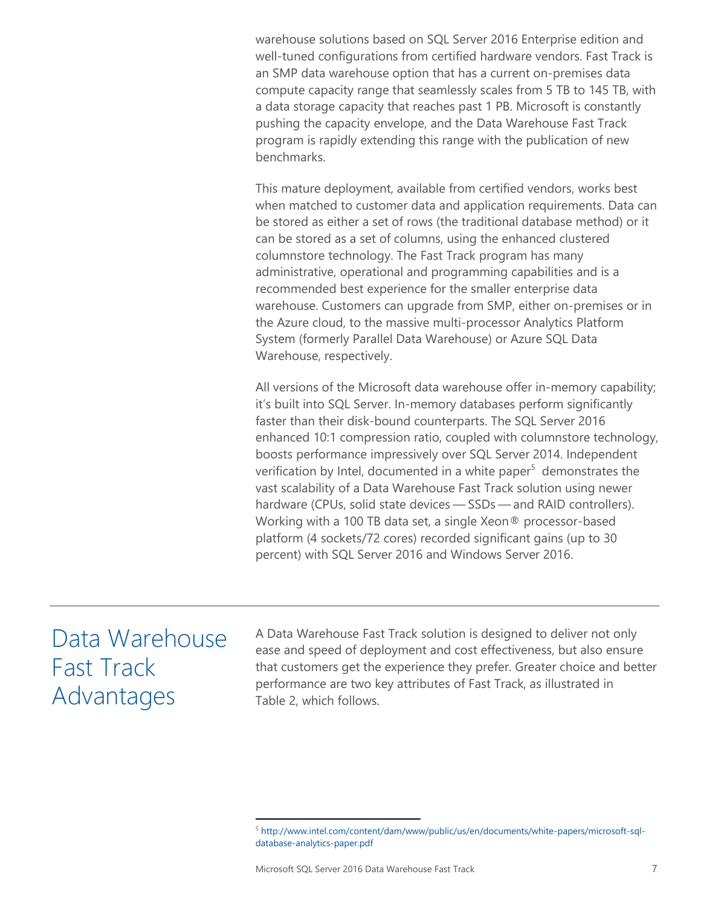warehouse solutions based on SQL Server 2016 Enterprise edition and well-tuned configurations from certified hardware vendors. Fast Track is an SMP data warehouse option that has a current on-premises data compute capacity range that seamlessly scales from 5 TB to 145 TB, with a data storage capacity that reaches past 1 PB. Microsoft is constantly pushing the capacity envelope, and the Data Warehouse Fast Track program is rapidly extending this range with the publication of new benchmarks.

This mature deployment, available from certified vendors, works best when matched to customer data and application requirements. Data can be stored as either a set of rows (the traditional database method) or it can be stored as a set of columns, using the enhanced clustered columnstore technology. The Fast Track program has many administrative, operational and programming capabilities and is a recommended best experience for the smaller enterprise data warehouse. Customers can upgrade from SMP, either on-premises or in the Azure cloud, to the massive multi-processor Analytics Platform System (formerly Parallel Data Warehouse) or Azure SQL Data Warehouse, respectively.

All versions of the Microsoft data warehouse offer in-memory capability; it's built into SQL Server. In-memory databases perform significantly faster than their disk-bound counterparts. The SQL Server 2016 enhanced 10:1 compression ratio, coupled with columnstore technology, boosts performance impressively over SQL Server 2014. Independent verification by Intel, documented in a white paper[5] demonstrates the vast scalability of a Data Warehouse Fast Track solution using newer hardware (CPUs, solid state devices — SSDs — and RAID controllers). Working with a 100 TB data set, a single Xeon® processor-based platform (4 sockets/72 cores) recorded significant gains (up to 30 percent) with SQL Server 2016 and Windows Server 2016.

## Data Warehouse Fast Track Advantages

A Data Warehouse Fast Track solution is designed to deliver not only ease and speed of deployment and cost effectiveness, but also ensure that customers get the experience they prefer. Greater choice and better performance are two key attributes of Fast Track, as illustrated in Table 2, which follows.

[5] http://www.intel.com/content/dam/www/public/us/en/documents/white-papers/microsoft-sql-database-analytics-paper.pdf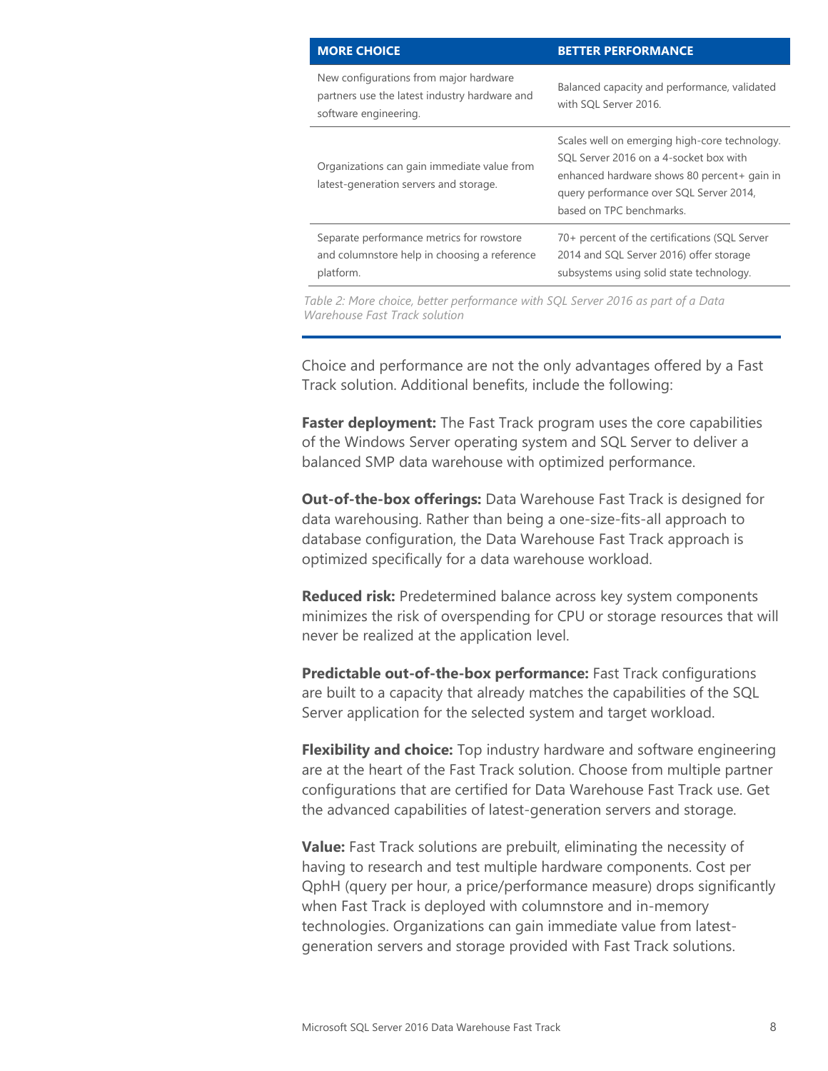| MORE CHOICE | BETTER PERFORMANCE |
| --- | --- |
| New configurations from major hardware partners use the latest industry hardware and software engineering. | Balanced capacity and performance, validated with SQL Server 2016. |
| Organizations can gain immediate value from latest-generation servers and storage. | Scales well on emerging high-core technology. SQL Server 2016 on a 4-socket box with enhanced hardware shows 80 percent+ gain in query performance over SQL Server 2014, based on TPC benchmarks. |
| Separate performance metrics for rowstore and columnstore help in choosing a reference platform. | 70+ percent of the certifications (SQL Server 2014 and SQL Server 2016) offer storage subsystems using solid state technology. |

*Table 2: More choice, better performance with SQL Server 2016 as part of a Data Warehouse Fast Track solution*

Choice and performance are not the only advantages offered by a Fast Track solution. Additional benefits, include the following:

**Faster deployment:** The Fast Track program uses the core capabilities of the Windows Server operating system and SQL Server to deliver a balanced SMP data warehouse with optimized performance.

**Out-of-the-box offerings:** Data Warehouse Fast Track is designed for data warehousing. Rather than being a one-size-fits-all approach to database configuration, the Data Warehouse Fast Track approach is optimized specifically for a data warehouse workload.

**Reduced risk:** Predetermined balance across key system components minimizes the risk of overspending for CPU or storage resources that will never be realized at the application level.

**Predictable out-of-the-box performance:** Fast Track configurations are built to a capacity that already matches the capabilities of the SQL Server application for the selected system and target workload.

**Flexibility and choice:** Top industry hardware and software engineering are at the heart of the Fast Track solution. Choose from multiple partner configurations that are certified for Data Warehouse Fast Track use. Get the advanced capabilities of latest-generation servers and storage.

**Value:** Fast Track solutions are prebuilt, eliminating the necessity of having to research and test multiple hardware components. Cost per QphH (query per hour, a price/performance measure) drops significantly when Fast Track is deployed with columnstore and in-memory technologies. Organizations can gain immediate value from latest-generation servers and storage provided with Fast Track solutions.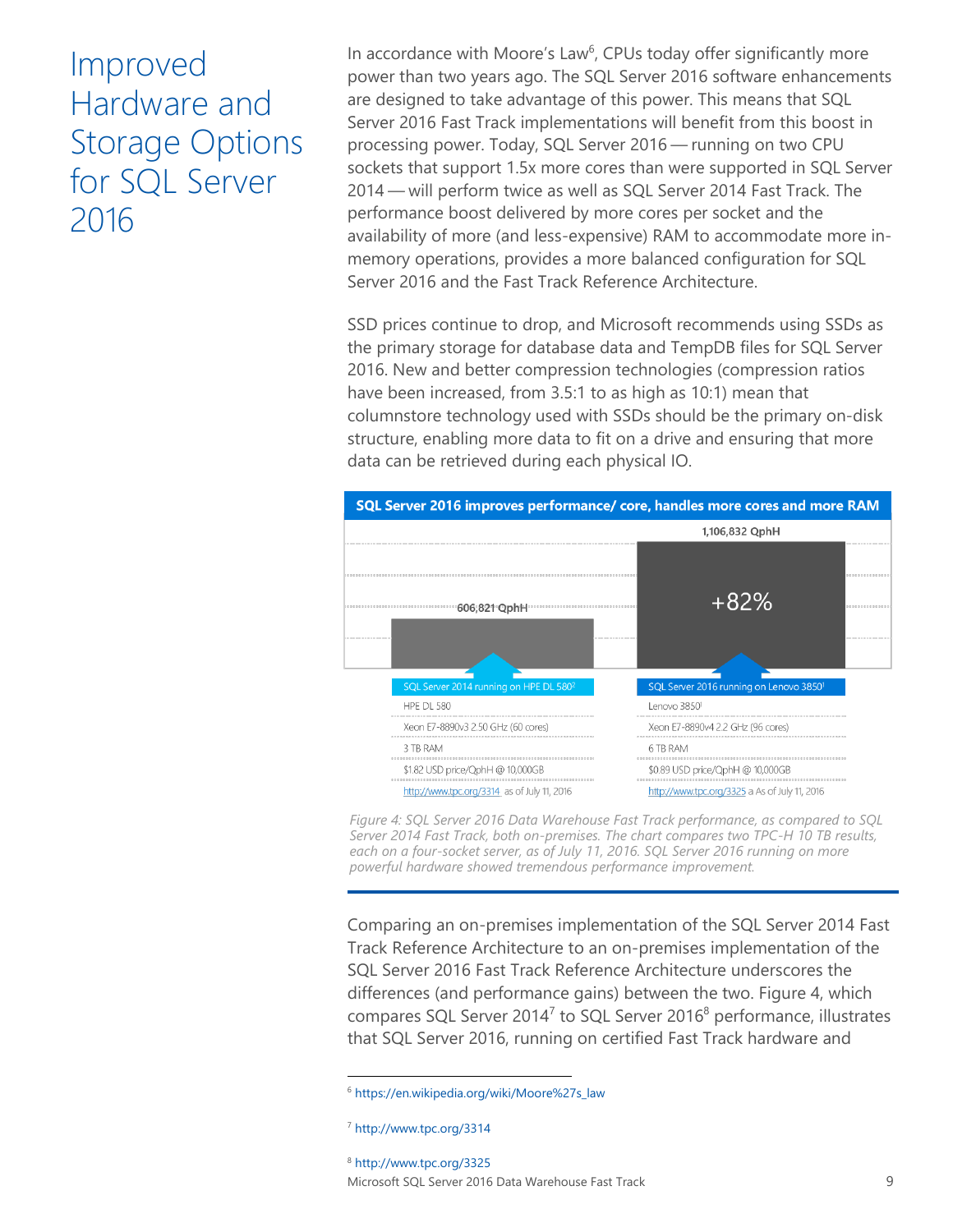# Improved Hardware and Storage Options for SQL Server 2016

In accordance with Moore's Law[6], CPUs today offer significantly more power than two years ago. The SQL Server 2016 software enhancements are designed to take advantage of this power. This means that SQL Server 2016 Fast Track implementations will benefit from this boost in processing power. Today, SQL Server 2016 — running on two CPU sockets that support 1.5x more cores than were supported in SQL Server 2014 — will perform twice as well as SQL Server 2014 Fast Track. The performance boost delivered by more cores per socket and the availability of more (and less-expensive) RAM to accommodate more in-memory operations, provides a more balanced configuration for SQL Server 2016 and the Fast Track Reference Architecture.

SSD prices continue to drop, and Microsoft recommends using SSDs as the primary storage for database data and TempDB files for SQL Server 2016. New and better compression technologies (compression ratios have been increased, from 3.5:1 to as high as 10:1) mean that columnstore technology used with SSDs should be the primary on-disk structure, enabling more data to fit on a drive and ensuring that more data can be retrieved during each physical IO.

**SQL Server 2016 improves performance/ core, handles more cores and more RAM**

| SQL Server 2014 running on HPE DL 580[2] | SQL Server 2016 running on Lenovo 3850[1] |
|---|---|
| 606,821 QphH | 1,106,832 QphH (+82%) |
| HPE DL 580 | Lenovo 3850[1] |
| Xeon E7-8890v3 2.50 GHz (60 cores) | Xeon E7-8890v4 2.2 GHz (96 cores) |
| 3 TB RAM | 6 TB RAM |
| $1.82 USD price/QphH @ 10,000GB | $0.89 USD price/QphH @ 10,000GB |
| http://www.tpc.org/3314 as of July 11, 2016 | http://www.tpc.org/3325 a As of July 11, 2016 |

*Figure 4: SQL Server 2016 Data Warehouse Fast Track performance, as compared to SQL Server 2014 Fast Track, both on-premises. The chart compares two TPC-H 10 TB results, each on a four-socket server, as of July 11, 2016. SQL Server 2016 running on more powerful hardware showed tremendous performance improvement.*

Comparing an on-premises implementation of the SQL Server 2014 Fast Track Reference Architecture to an on-premises implementation of the SQL Server 2016 Fast Track Reference Architecture underscores the differences (and performance gains) between the two. Figure 4, which compares SQL Server 2014[7] to SQL Server 2016[8] performance, illustrates that SQL Server 2016, running on certified Fast Track hardware and

[6] https://en.wikipedia.org/wiki/Moore%27s_law

[7] http://www.tpc.org/3314

[8] http://www.tpc.org/3325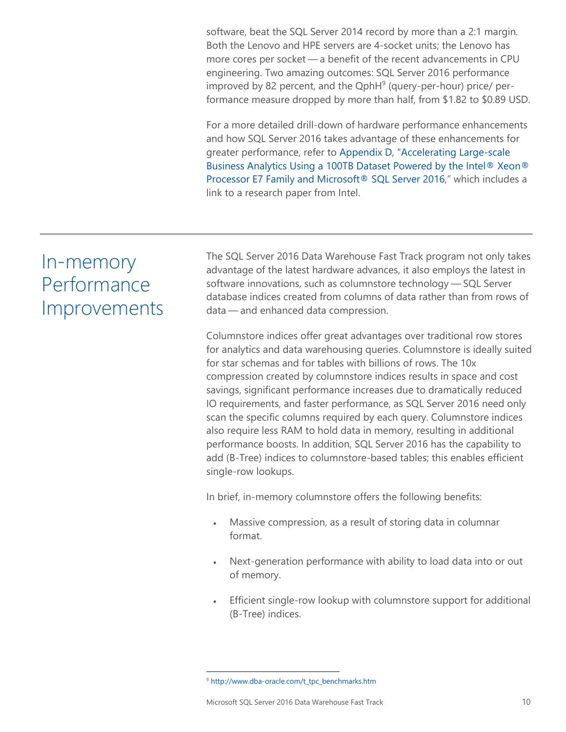software, beat the SQL Server 2014 record by more than a 2:1 margin. Both the Lenovo and HPE servers are 4-socket units; the Lenovo has more cores per socket — a benefit of the recent advancements in CPU engineering. Two amazing outcomes: SQL Server 2016 performance improved by 82 percent, and the QphH[9] (query-per-hour) price/ performance measure dropped by more than half, from $1.82 to $0.89 USD.

For a more detailed drill-down of hardware performance enhancements and how SQL Server 2016 takes advantage of these enhancements for greater performance, refer to Appendix D, "Accelerating Large-scale Business Analytics Using a 100TB Dataset Powered by the Intel® Xeon® Processor E7 Family and Microsoft® SQL Server 2016," which includes a link to a research paper from Intel.

## In-memory Performance Improvements

The SQL Server 2016 Data Warehouse Fast Track program not only takes advantage of the latest hardware advances, it also employs the latest in software innovations, such as columnstore technology — SQL Server database indices created from columns of data rather than from rows of data — and enhanced data compression.

Columnstore indices offer great advantages over traditional row stores for analytics and data warehousing queries. Columnstore is ideally suited for star schemas and for tables with billions of rows. The 10x compression created by columnstore indices results in space and cost savings, significant performance increases due to dramatically reduced IO requirements, and faster performance, as SQL Server 2016 need only scan the specific columns required by each query. Columnstore indices also require less RAM to hold data in memory, resulting in additional performance boosts. In addition, SQL Server 2016 has the capability to add (B-Tree) indices to columnstore-based tables; this enables efficient single-row lookups.

In brief, in-memory columnstore offers the following benefits:

- Massive compression, as a result of storing data in columnar format.
- Next-generation performance with ability to load data into or out of memory.
- Efficient single-row lookup with columnstore support for additional (B-Tree) indices.

[9] http://www.dba-oracle.com/t_tpc_benchmarks.htm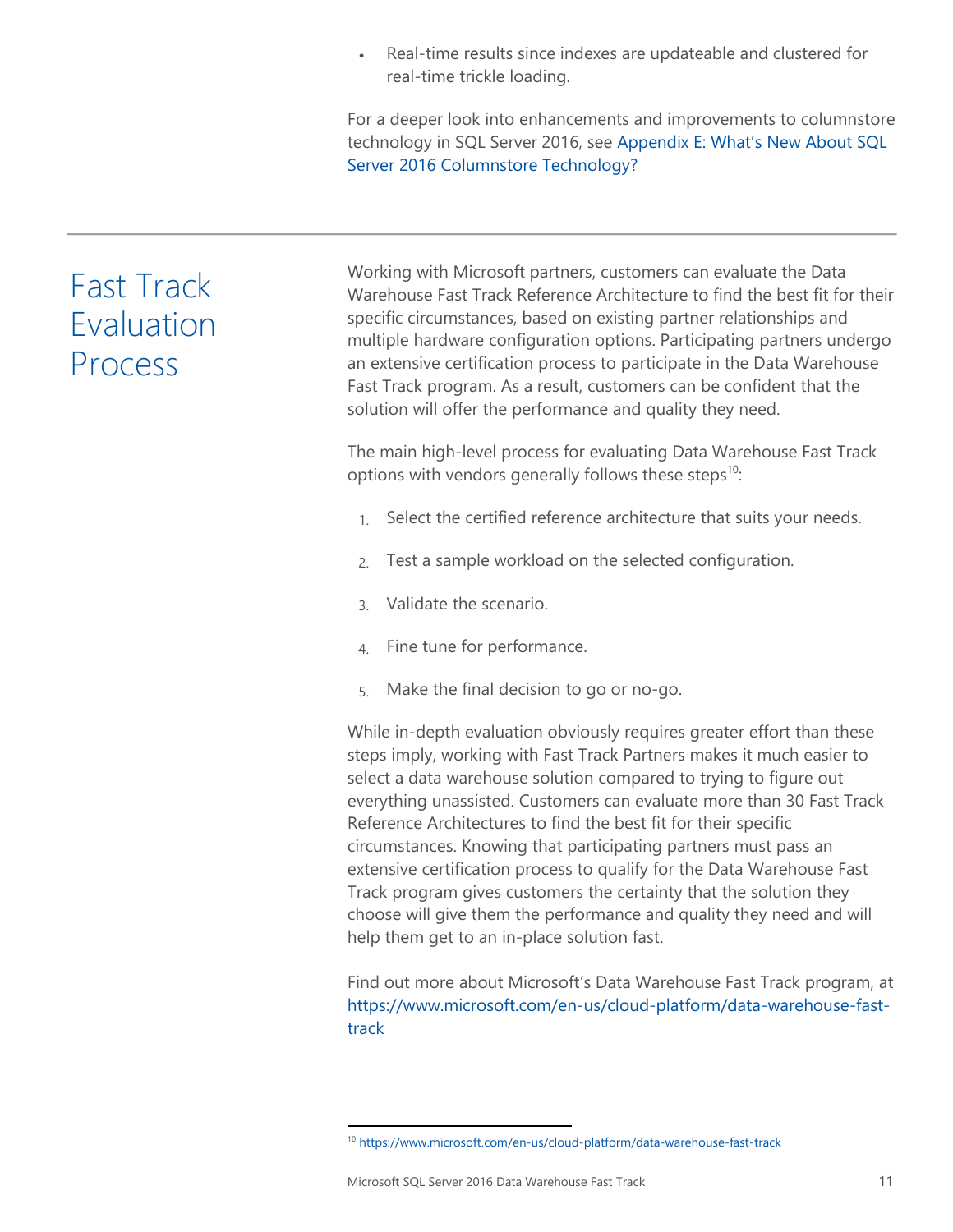- Real-time results since indexes are updateable and clustered for real-time trickle loading.

For a deeper look into enhancements and improvements to columnstore technology in SQL Server 2016, see Appendix E: What's New About SQL Server 2016 Columnstore Technology?

# Fast Track Evaluation Process

Working with Microsoft partners, customers can evaluate the Data Warehouse Fast Track Reference Architecture to find the best fit for their specific circumstances, based on existing partner relationships and multiple hardware configuration options. Participating partners undergo an extensive certification process to participate in the Data Warehouse Fast Track program. As a result, customers can be confident that the solution will offer the performance and quality they need.

The main high-level process for evaluating Data Warehouse Fast Track options with vendors generally follows these steps[10]:

1. Select the certified reference architecture that suits your needs.
2. Test a sample workload on the selected configuration.
3. Validate the scenario.
4. Fine tune for performance.
5. Make the final decision to go or no-go.

While in-depth evaluation obviously requires greater effort than these steps imply, working with Fast Track Partners makes it much easier to select a data warehouse solution compared to trying to figure out everything unassisted. Customers can evaluate more than 30 Fast Track Reference Architectures to find the best fit for their specific circumstances. Knowing that participating partners must pass an extensive certification process to qualify for the Data Warehouse Fast Track program gives customers the certainty that the solution they choose will give them the performance and quality they need and will help them get to an in-place solution fast.

Find out more about Microsoft's Data Warehouse Fast Track program, at https://www.microsoft.com/en-us/cloud-platform/data-warehouse-fast-track

[10] https://www.microsoft.com/en-us/cloud-platform/data-warehouse-fast-track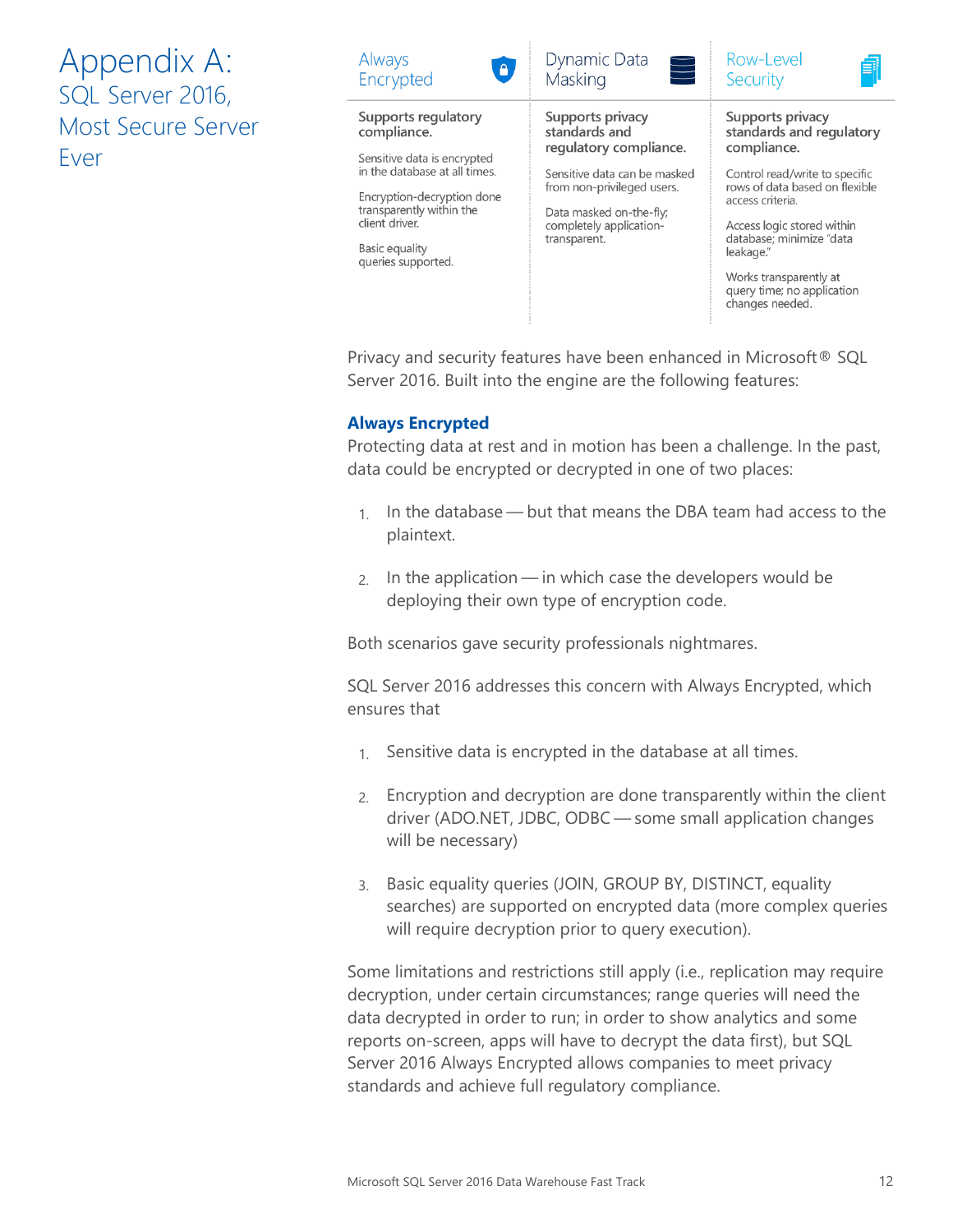# Appendix A: SQL Server 2016, Most Secure Server Ever

| Always Encrypted | Dynamic Data Masking | Row-Level Security |
|---|---|---|
| **Supports regulatory compliance.** | **Supports privacy standards and regulatory compliance.** | **Supports privacy standards and regulatory compliance.** |
| Sensitive data is encrypted in the database at all times. | Sensitive data can be masked from non-privileged users. | Control read/write to specific rows of data based on flexible access criteria. |
| Encryption-decryption done transparently within the client driver. | Data masked on-the-fly; completely application-transparent. | Access logic stored within database; minimize "data leakage." |
| Basic equality queries supported. | | Works transparently at query time; no application changes needed. |

Privacy and security features have been enhanced in Microsoft® SQL Server 2016. Built into the engine are the following features:

### Always Encrypted

Protecting data at rest and in motion has been a challenge. In the past, data could be encrypted or decrypted in one of two places:

1. In the database — but that means the DBA team had access to the plaintext.
2. In the application — in which case the developers would be deploying their own type of encryption code.

Both scenarios gave security professionals nightmares.

SQL Server 2016 addresses this concern with Always Encrypted, which ensures that

1. Sensitive data is encrypted in the database at all times.
2. Encryption and decryption are done transparently within the client driver (ADO.NET, JDBC, ODBC — some small application changes will be necessary)
3. Basic equality queries (JOIN, GROUP BY, DISTINCT, equality searches) are supported on encrypted data (more complex queries will require decryption prior to query execution).

Some limitations and restrictions still apply (i.e., replication may require decryption, under certain circumstances; range queries will need the data decrypted in order to run; in order to show analytics and some reports on-screen, apps will have to decrypt the data first), but SQL Server 2016 Always Encrypted allows companies to meet privacy standards and achieve full regulatory compliance.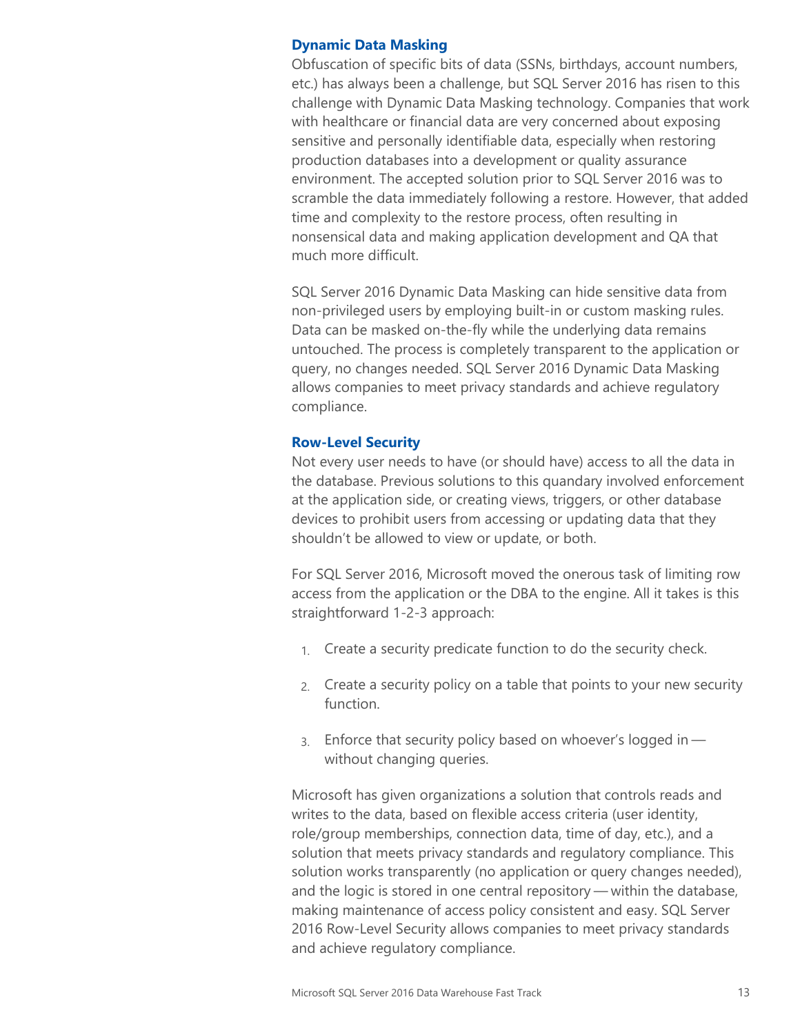### Dynamic Data Masking

Obfuscation of specific bits of data (SSNs, birthdays, account numbers, etc.) has always been a challenge, but SQL Server 2016 has risen to this challenge with Dynamic Data Masking technology. Companies that work with healthcare or financial data are very concerned about exposing sensitive and personally identifiable data, especially when restoring production databases into a development or quality assurance environment. The accepted solution prior to SQL Server 2016 was to scramble the data immediately following a restore. However, that added time and complexity to the restore process, often resulting in nonsensical data and making application development and QA that much more difficult.

SQL Server 2016 Dynamic Data Masking can hide sensitive data from non-privileged users by employing built-in or custom masking rules. Data can be masked on-the-fly while the underlying data remains untouched. The process is completely transparent to the application or query, no changes needed. SQL Server 2016 Dynamic Data Masking allows companies to meet privacy standards and achieve regulatory compliance.

### Row-Level Security

Not every user needs to have (or should have) access to all the data in the database. Previous solutions to this quandary involved enforcement at the application side, or creating views, triggers, or other database devices to prohibit users from accessing or updating data that they shouldn't be allowed to view or update, or both.

For SQL Server 2016, Microsoft moved the onerous task of limiting row access from the application or the DBA to the engine. All it takes is this straightforward 1-2-3 approach:

1. Create a security predicate function to do the security check.
2. Create a security policy on a table that points to your new security function.
3. Enforce that security policy based on whoever's logged in — without changing queries.

Microsoft has given organizations a solution that controls reads and writes to the data, based on flexible access criteria (user identity, role/group memberships, connection data, time of day, etc.), and a solution that meets privacy standards and regulatory compliance. This solution works transparently (no application or query changes needed), and the logic is stored in one central repository — within the database, making maintenance of access policy consistent and easy. SQL Server 2016 Row-Level Security allows companies to meet privacy standards and achieve regulatory compliance.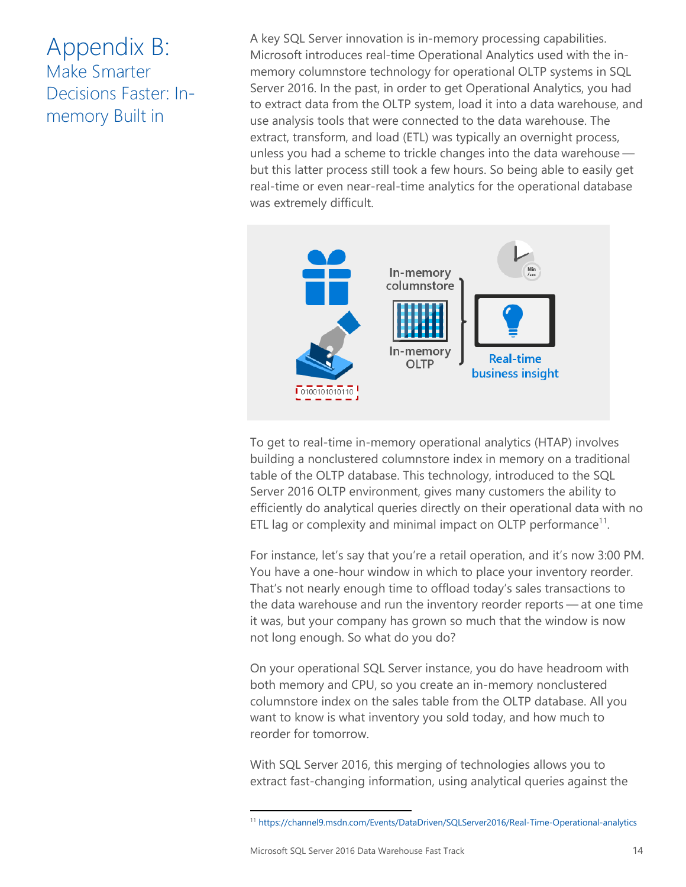# Appendix B:

## Make Smarter Decisions Faster: In-memory Built in

A key SQL Server innovation is in-memory processing capabilities. Microsoft introduces real-time Operational Analytics used with the in-memory columnstore technology for operational OLTP systems in SQL Server 2016. In the past, in order to get Operational Analytics, you had to extract data from the OLTP system, load it into a data warehouse, and use analysis tools that were connected to the data warehouse. The extract, transform, and load (ETL) was typically an overnight process, unless you had a scheme to trickle changes into the data warehouse — but this latter process still took a few hours. So being able to easily get real-time or even near-real-time analytics for the operational database was extremely difficult.

To get to real-time in-memory operational analytics (HTAP) involves building a nonclustered columnstore index in memory on a traditional table of the OLTP database. This technology, introduced to the SQL Server 2016 OLTP environment, gives many customers the ability to efficiently do analytical queries directly on their operational data with no ETL lag or complexity and minimal impact on OLTP performance[11].

For instance, let's say that you're a retail operation, and it's now 3:00 PM. You have a one-hour window in which to place your inventory reorder. That's not nearly enough time to offload today's sales transactions to the data warehouse and run the inventory reorder reports — at one time it was, but your company has grown so much that the window is now not long enough. So what do you do?

On your operational SQL Server instance, you do have headroom with both memory and CPU, so you create an in-memory nonclustered columnstore index on the sales table from the OLTP database. All you want to know is what inventory you sold today, and how much to reorder for tomorrow.

With SQL Server 2016, this merging of technologies allows you to extract fast-changing information, using analytical queries against the

[11] https://channel9.msdn.com/Events/DataDriven/SQLServer2016/Real-Time-Operational-analytics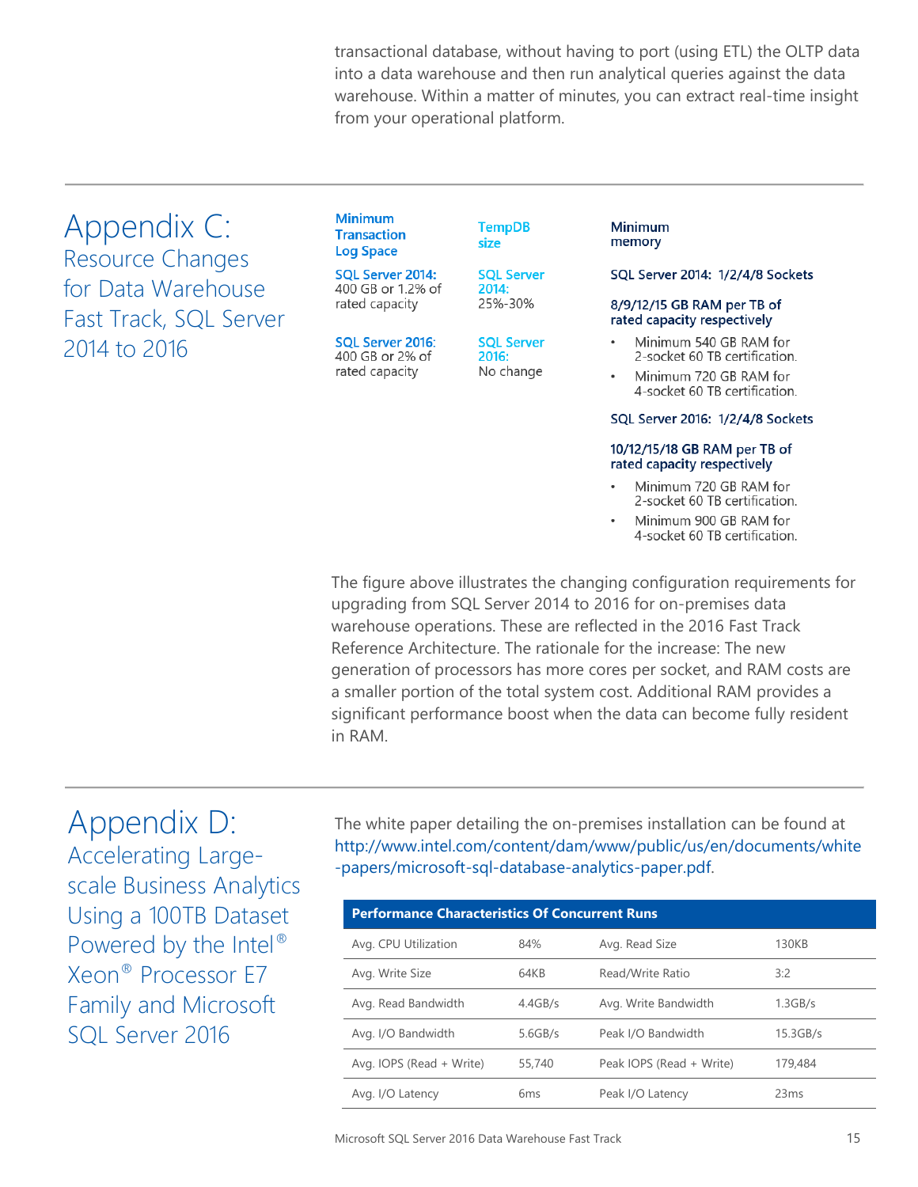transactional database, without having to port (using ETL) the OLTP data into a data warehouse and then run analytical queries against the data warehouse. Within a matter of minutes, you can extract real-time insight from your operational platform.

## Appendix C: Resource Changes for Data Warehouse Fast Track, SQL Server 2014 to 2016

**Minimum Transaction Log Space**

**SQL Server 2014:**
400 GB or 1.2% of rated capacity

**SQL Server 2016:**
400 GB or 2% of rated capacity

**TempDB size**

**SQL Server 2014:**
25%-30%

**SQL Server 2016:**
No change

**Minimum memory**

**SQL Server 2014: 1/2/4/8 Sockets**

**8/9/12/15 GB RAM per TB of rated capacity respectively**

- Minimum 540 GB RAM for 2-socket 60 TB certification.
- Minimum 720 GB RAM for 4-socket 60 TB certification.

**SQL Server 2016: 1/2/4/8 Sockets**

**10/12/15/18 GB RAM per TB of rated capacity respectively**

- Minimum 720 GB RAM for 2-socket 60 TB certification.
- Minimum 900 GB RAM for 4-socket 60 TB certification.

The figure above illustrates the changing configuration requirements for upgrading from SQL Server 2014 to 2016 for on-premises data warehouse operations. These are reflected in the 2016 Fast Track Reference Architecture. The rationale for the increase: The new generation of processors has more cores per socket, and RAM costs are a smaller portion of the total system cost. Additional RAM provides a significant performance boost when the data can become fully resident in RAM.

## Appendix D: Accelerating Large-scale Business Analytics Using a 100TB Dataset Powered by the Intel® Xeon® Processor E7 Family and Microsoft SQL Server 2016

The white paper detailing the on-premises installation can be found at http://www.intel.com/content/dam/www/public/us/en/documents/white-papers/microsoft-sql-database-analytics-paper.pdf.

| Performance Characteristics Of Concurrent Runs | | | |
|---|---|---|---|
| Avg. CPU Utilization | 84% | Avg. Read Size | 130KB |
| Avg. Write Size | 64KB | Read/Write Ratio | 3:2 |
| Avg. Read Bandwidth | 4.4GB/s | Avg. Write Bandwidth | 1.3GB/s |
| Avg. I/O Bandwidth | 5.6GB/s | Peak I/O Bandwidth | 15.3GB/s |
| Avg. IOPS (Read + Write) | 55,740 | Peak IOPS (Read + Write) | 179,484 |
| Avg. I/O Latency | 6ms | Peak I/O Latency | 23ms |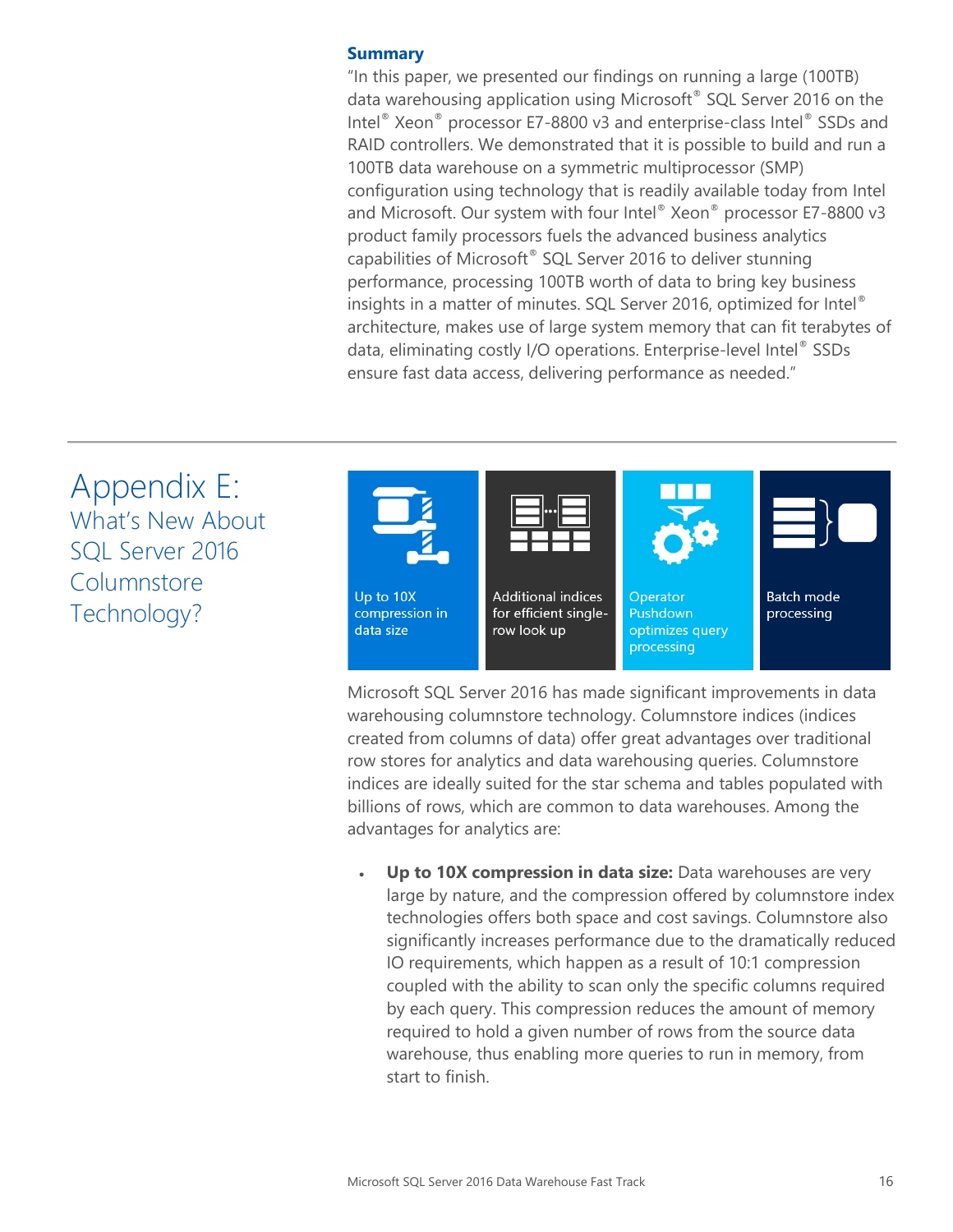## Summary

"In this paper, we presented our findings on running a large (100TB) data warehousing application using Microsoft® SQL Server 2016 on the Intel® Xeon® processor E7-8800 v3 and enterprise-class Intel® SSDs and RAID controllers. We demonstrated that it is possible to build and run a 100TB data warehouse on a symmetric multiprocessor (SMP) configuration using technology that is readily available today from Intel and Microsoft. Our system with four Intel® Xeon® processor E7-8800 v3 product family processors fuels the advanced business analytics capabilities of Microsoft® SQL Server 2016 to deliver stunning performance, processing 100TB worth of data to bring key business insights in a matter of minutes. SQL Server 2016, optimized for Intel® architecture, makes use of large system memory that can fit terabytes of data, eliminating costly I/O operations. Enterprise-level Intel® SSDs ensure fast data access, delivering performance as needed."

# Appendix E: What's New About SQL Server 2016 Columnstore Technology?

| Up to 10X compression in data size | Additional indices for efficient single-row look up | Operator Pushdown optimizes query processing | Batch mode processing |
|---|---|---|---|

Microsoft SQL Server 2016 has made significant improvements in data warehousing columnstore technology. Columnstore indices (indices created from columns of data) offer great advantages over traditional row stores for analytics and data warehousing queries. Columnstore indices are ideally suited for the star schema and tables populated with billions of rows, which are common to data warehouses. Among the advantages for analytics are:

- **Up to 10X compression in data size:** Data warehouses are very large by nature, and the compression offered by columnstore index technologies offers both space and cost savings. Columnstore also significantly increases performance due to the dramatically reduced IO requirements, which happen as a result of 10:1 compression coupled with the ability to scan only the specific columns required by each query. This compression reduces the amount of memory required to hold a given number of rows from the source data warehouse, thus enabling more queries to run in memory, from start to finish.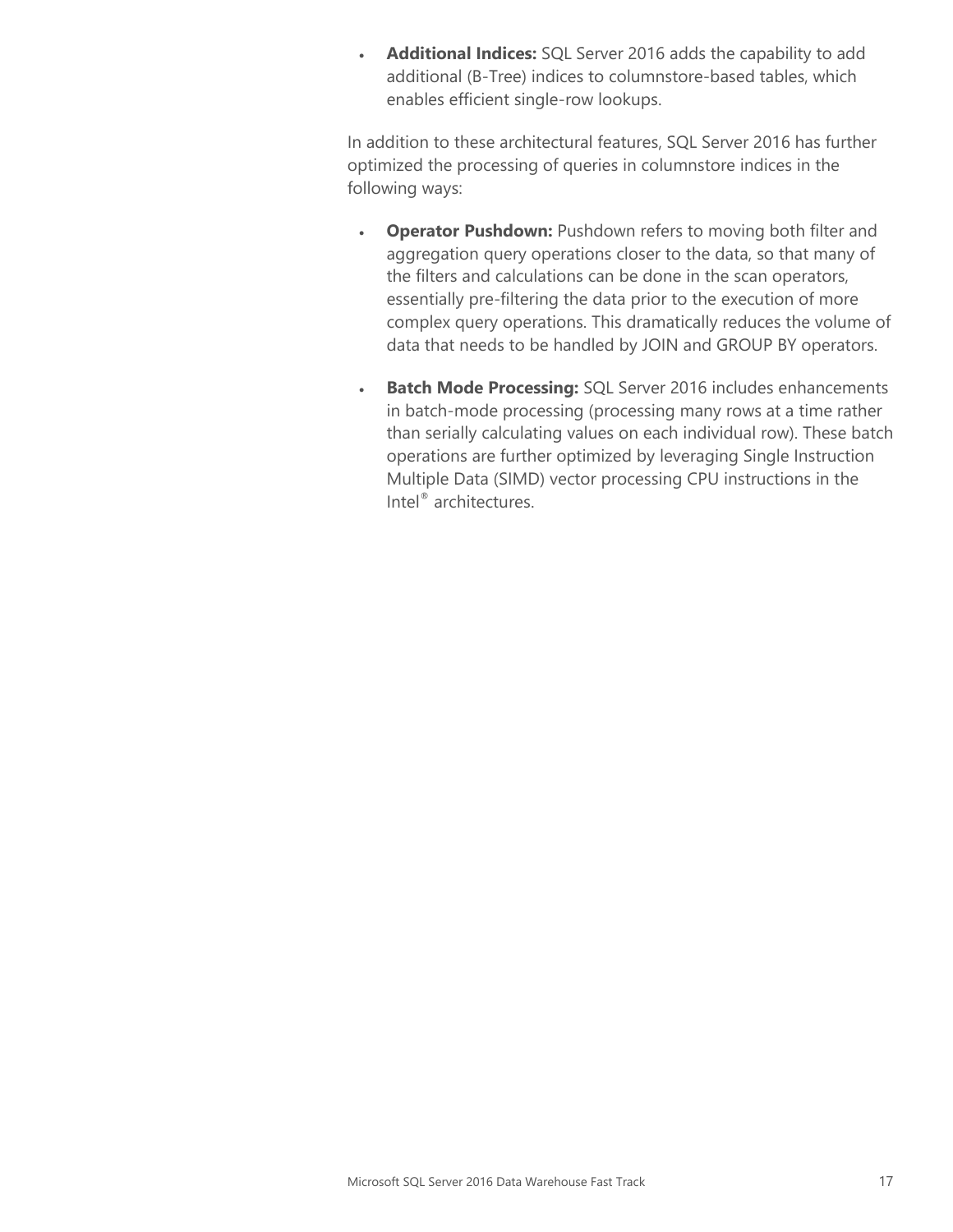- **Additional Indices:** SQL Server 2016 adds the capability to add additional (B-Tree) indices to columnstore-based tables, which enables efficient single-row lookups.

In addition to these architectural features, SQL Server 2016 has further optimized the processing of queries in columnstore indices in the following ways:

- **Operator Pushdown:** Pushdown refers to moving both filter and aggregation query operations closer to the data, so that many of the filters and calculations can be done in the scan operators, essentially pre-filtering the data prior to the execution of more complex query operations. This dramatically reduces the volume of data that needs to be handled by JOIN and GROUP BY operators.

- **Batch Mode Processing:** SQL Server 2016 includes enhancements in batch-mode processing (processing many rows at a time rather than serially calculating values on each individual row). These batch operations are further optimized by leveraging Single Instruction Multiple Data (SIMD) vector processing CPU instructions in the Intel® architectures.